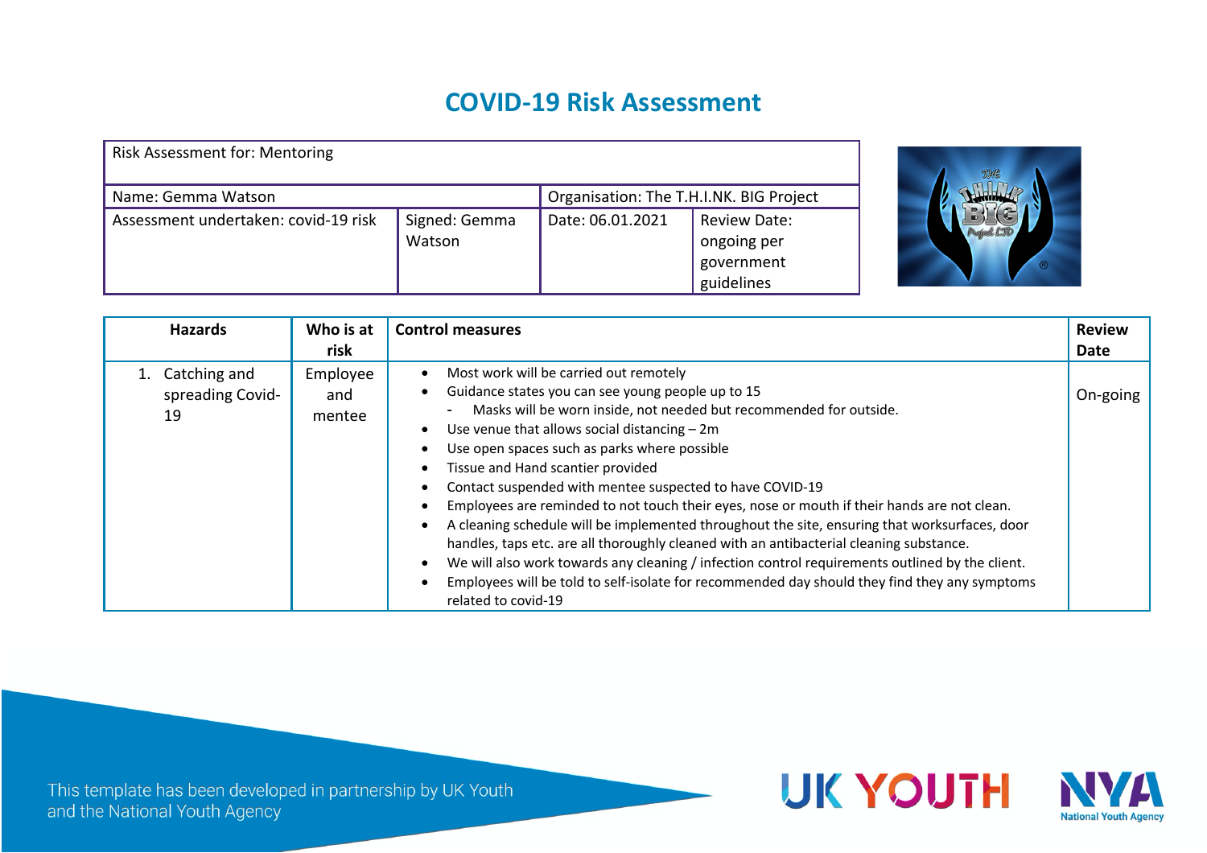# COVID-19 Risk Assessment

| Risk Assessment for: Mentoring | | | |
|---|---|---|---|
| Name: Gemma Watson | | Organisation: The T.H.I.NK. BIG Project | |
| Assessment undertaken: covid-19 risk | Signed: Gemma Watson | Date: 06.01.2021 | Review Date: ongoing per government guidelines |

| Hazards | Who is at risk | Control measures | Review Date |
|---|---|---|---|
| 1. Catching and spreading Covid-19 | Employee and mentee | • Most work will be carried out remotely<br>• Guidance states you can see young people up to 15<br>  - Masks will be worn inside, not needed but recommended for outside.<br>• Use venue that allows social distancing – 2m<br>• Use open spaces such as parks where possible<br>• Tissue and Hand scantier provided<br>• Contact suspended with mentee suspected to have COVID-19<br>• Employees are reminded to not touch their eyes, nose or mouth if their hands are not clean.<br>• A cleaning schedule will be implemented throughout the site, ensuring that worksurfaces, door handles, taps etc. are all thoroughly cleaned with an antibacterial cleaning substance.<br>• We will also work towards any cleaning / infection control requirements outlined by the client.<br>• Employees will be told to self-isolate for recommended day should they find they any symptoms related to covid-19 | On-going |

This template has been developed in partnership by UK Youth and the National Youth Agency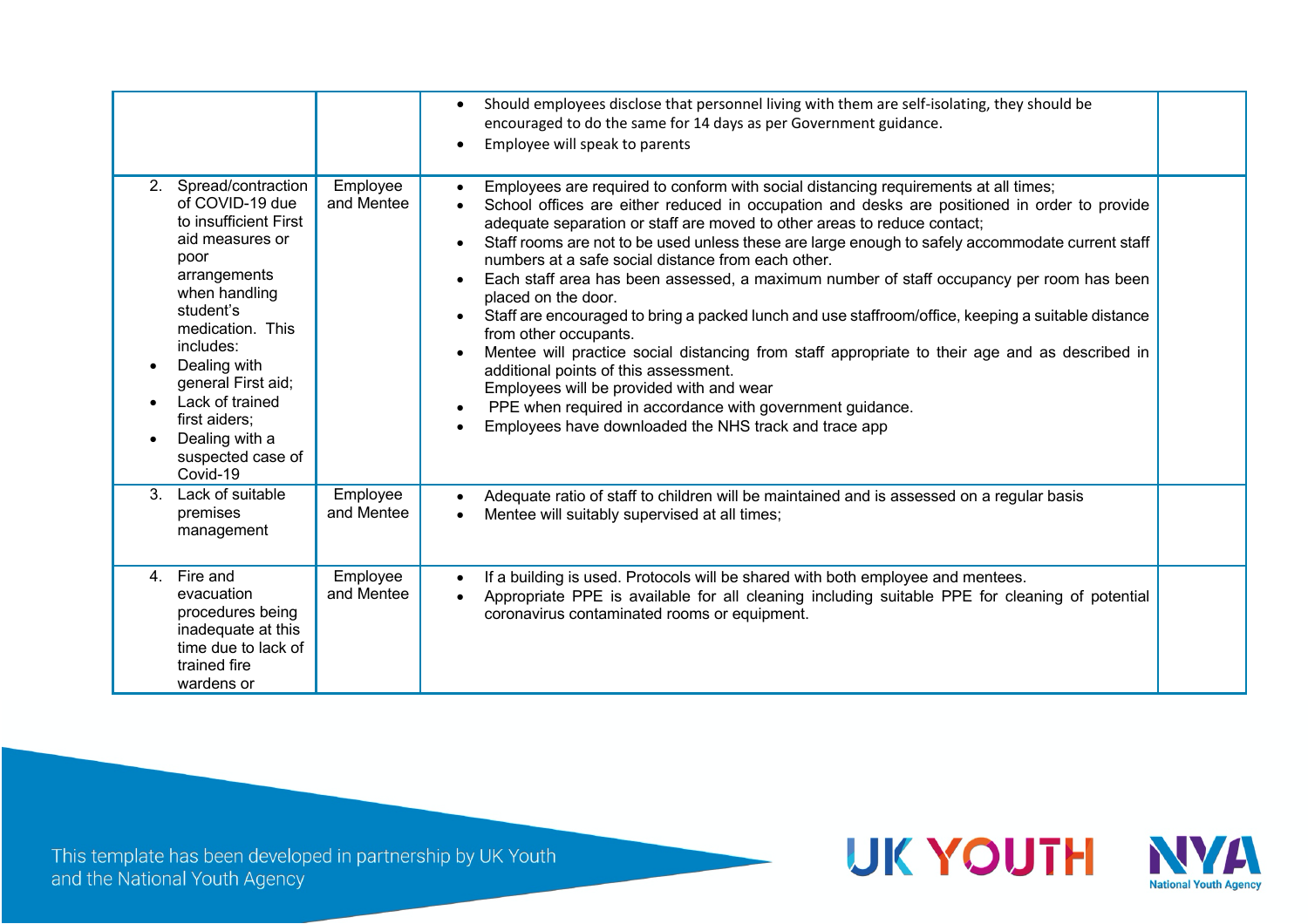| | | | |
|---|---|---|---|
| | | • Should employees disclose that personnel living with them are self-isolating, they should be encouraged to do the same for 14 days as per Government guidance.<br>• Employee will speak to parents | |
| 2. Spread/contraction of COVID-19 due to insufficient First aid measures or poor arrangements when handling student's medication. This includes:<br>• Dealing with general First aid;<br>• Lack of trained first aiders;<br>• Dealing with a suspected case of Covid-19 | Employee and Mentee | • Employees are required to conform with social distancing requirements at all times;<br>• School offices are either reduced in occupation and desks are positioned in order to provide adequate separation or staff are moved to other areas to reduce contact;<br>• Staff rooms are not to be used unless these are large enough to safely accommodate current staff numbers at a safe social distance from each other.<br>• Each staff area has been assessed, a maximum number of staff occupancy per room has been placed on the door.<br>• Staff are encouraged to bring a packed lunch and use staffroom/office, keeping a suitable distance from other occupants.<br>• Mentee will practice social distancing from staff appropriate to their age and as described in additional points of this assessment.<br>Employees will be provided with and wear<br>• PPE when required in accordance with government guidance.<br>• Employees have downloaded the NHS track and trace app | |
| 3. Lack of suitable premises management | Employee and Mentee | • Adequate ratio of staff to children will be maintained and is assessed on a regular basis<br>• Mentee will suitably supervised at all times; | |
| 4. Fire and evacuation procedures being inadequate at this time due to lack of trained fire wardens or | Employee and Mentee | • If a building is used. Protocols will be shared with both employee and mentees.<br>• Appropriate PPE is available for all cleaning including suitable PPE for cleaning of potential coronavirus contaminated rooms or equipment. | |

This template has been developed in partnership by UK Youth and the National Youth Agency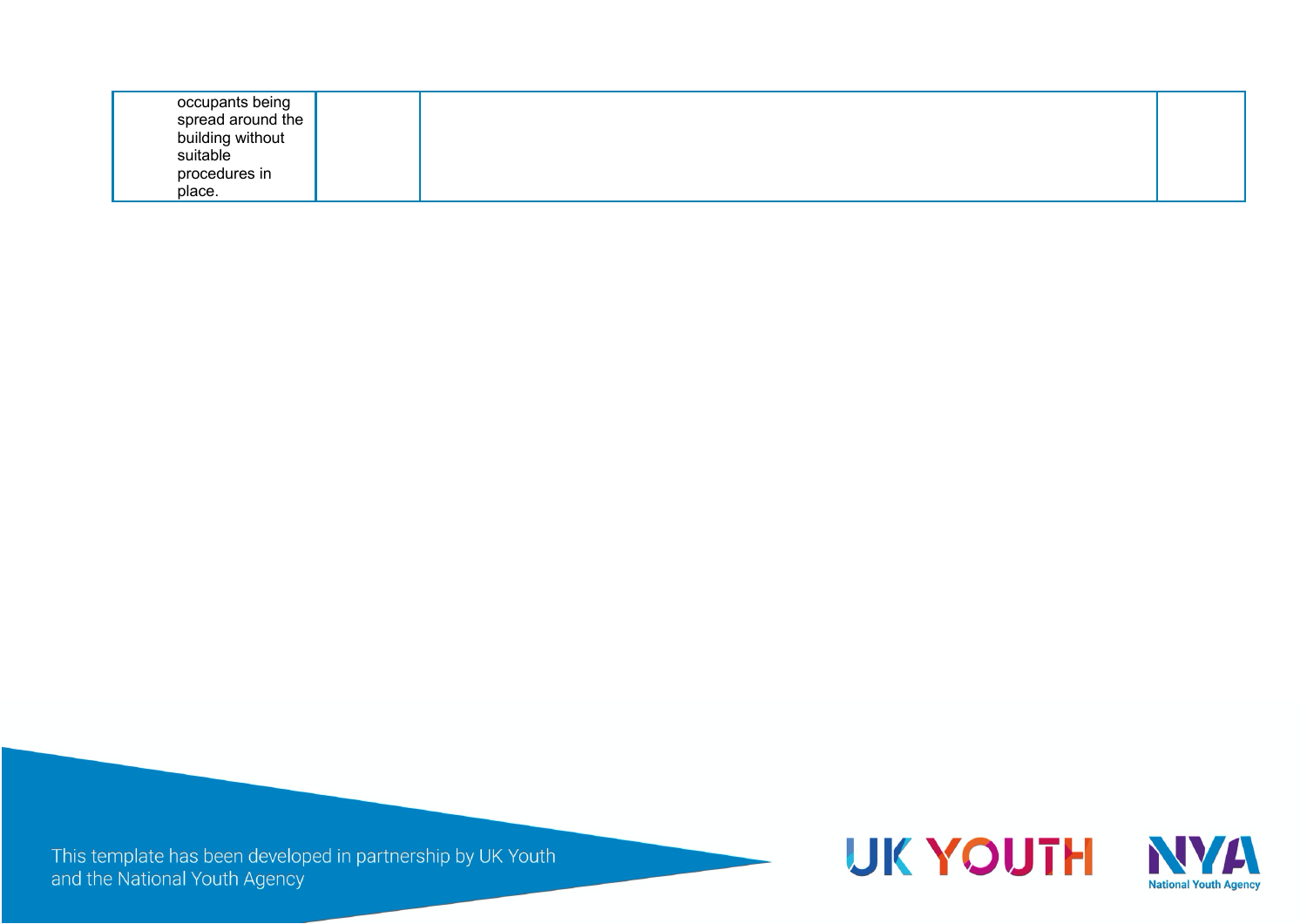| | | | |
|---|---|---|---|
| occupants being spread around the building without suitable procedures in place. | | | |

This template has been developed in partnership by UK Youth and the National Youth Agency